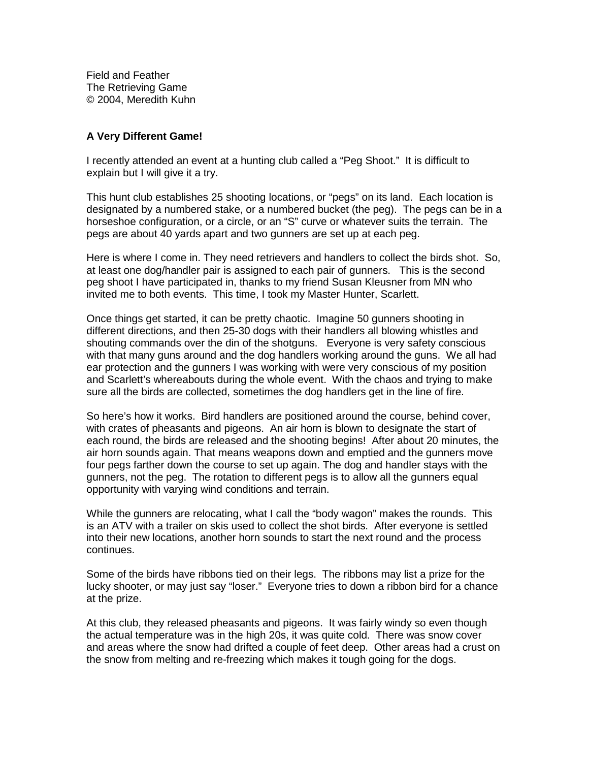Field and Feather
The Retrieving Game
© 2004, Meredith Kuhn

**A Very Different Game!**

I recently attended an event at a hunting club called a "Peg Shoot." It is difficult to explain but I will give it a try.

This hunt club establishes 25 shooting locations, or "pegs" on its land. Each location is designated by a numbered stake, or a numbered bucket (the peg). The pegs can be in a horseshoe configuration, or a circle, or an "S" curve or whatever suits the terrain. The pegs are about 40 yards apart and two gunners are set up at each peg.

Here is where I come in. They need retrievers and handlers to collect the birds shot. So, at least one dog/handler pair is assigned to each pair of gunners. This is the second peg shoot I have participated in, thanks to my friend Susan Kleusner from MN who invited me to both events. This time, I took my Master Hunter, Scarlett.

Once things get started, it can be pretty chaotic. Imagine 50 gunners shooting in different directions, and then 25-30 dogs with their handlers all blowing whistles and shouting commands over the din of the shotguns. Everyone is very safety conscious with that many guns around and the dog handlers working around the guns. We all had ear protection and the gunners I was working with were very conscious of my position and Scarlett's whereabouts during the whole event. With the chaos and trying to make sure all the birds are collected, sometimes the dog handlers get in the line of fire.

So here's how it works. Bird handlers are positioned around the course, behind cover, with crates of pheasants and pigeons. An air horn is blown to designate the start of each round, the birds are released and the shooting begins! After about 20 minutes, the air horn sounds again. That means weapons down and emptied and the gunners move four pegs farther down the course to set up again. The dog and handler stays with the gunners, not the peg. The rotation to different pegs is to allow all the gunners equal opportunity with varying wind conditions and terrain.

While the gunners are relocating, what I call the "body wagon" makes the rounds. This is an ATV with a trailer on skis used to collect the shot birds. After everyone is settled into their new locations, another horn sounds to start the next round and the process continues.

Some of the birds have ribbons tied on their legs. The ribbons may list a prize for the lucky shooter, or may just say "loser." Everyone tries to down a ribbon bird for a chance at the prize.

At this club, they released pheasants and pigeons. It was fairly windy so even though the actual temperature was in the high 20s, it was quite cold. There was snow cover and areas where the snow had drifted a couple of feet deep. Other areas had a crust on the snow from melting and re-freezing which makes it tough going for the dogs.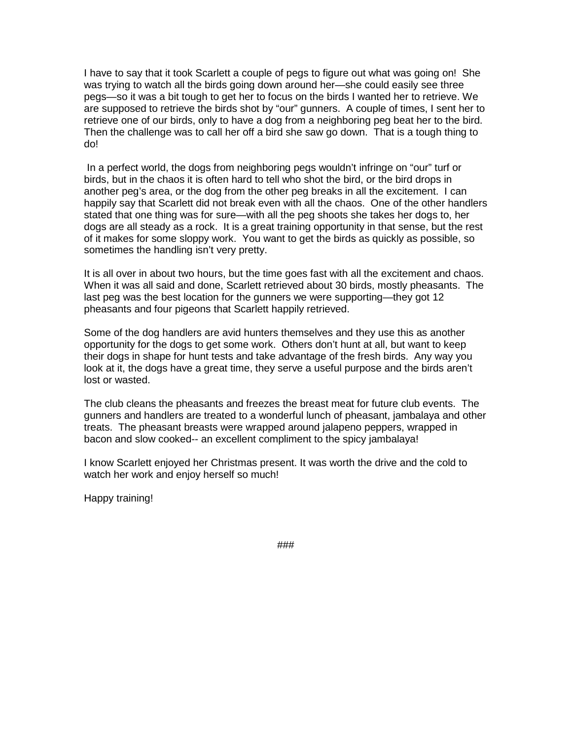I have to say that it took Scarlett a couple of pegs to figure out what was going on! She was trying to watch all the birds going down around her—she could easily see three pegs—so it was a bit tough to get her to focus on the birds I wanted her to retrieve. We are supposed to retrieve the birds shot by "our" gunners. A couple of times, I sent her to retrieve one of our birds, only to have a dog from a neighboring peg beat her to the bird. Then the challenge was to call her off a bird she saw go down. That is a tough thing to do!

In a perfect world, the dogs from neighboring pegs wouldn't infringe on "our" turf or birds, but in the chaos it is often hard to tell who shot the bird, or the bird drops in another peg's area, or the dog from the other peg breaks in all the excitement. I can happily say that Scarlett did not break even with all the chaos. One of the other handlers stated that one thing was for sure—with all the peg shoots she takes her dogs to, her dogs are all steady as a rock. It is a great training opportunity in that sense, but the rest of it makes for some sloppy work. You want to get the birds as quickly as possible, so sometimes the handling isn't very pretty.

It is all over in about two hours, but the time goes fast with all the excitement and chaos. When it was all said and done, Scarlett retrieved about 30 birds, mostly pheasants. The last peg was the best location for the gunners we were supporting—they got 12 pheasants and four pigeons that Scarlett happily retrieved.

Some of the dog handlers are avid hunters themselves and they use this as another opportunity for the dogs to get some work. Others don't hunt at all, but want to keep their dogs in shape for hunt tests and take advantage of the fresh birds. Any way you look at it, the dogs have a great time, they serve a useful purpose and the birds aren't lost or wasted.

The club cleans the pheasants and freezes the breast meat for future club events. The gunners and handlers are treated to a wonderful lunch of pheasant, jambalaya and other treats. The pheasant breasts were wrapped around jalapeno peppers, wrapped in bacon and slow cooked-- an excellent compliment to the spicy jambalaya!

I know Scarlett enjoyed her Christmas present. It was worth the drive and the cold to watch her work and enjoy herself so much!

Happy training!

###